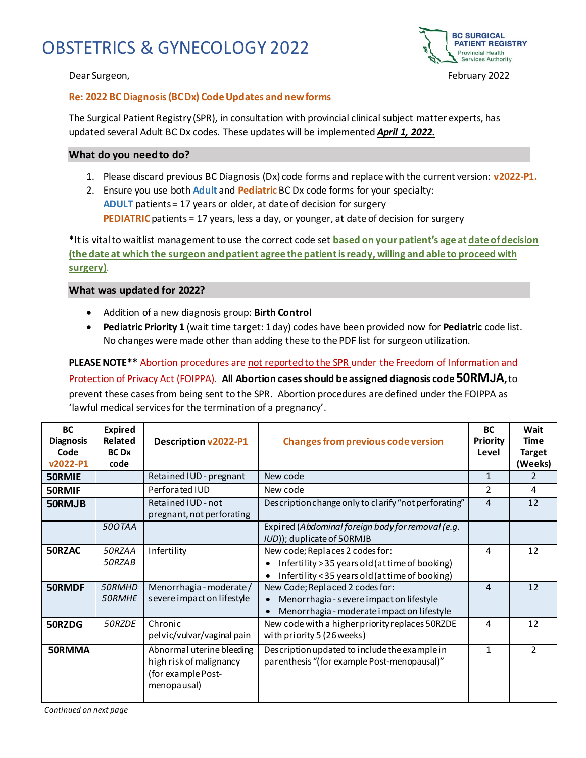# OBSTETRICS & GYNECOLOGY 2022

BC SURGICAL PATIENT REGISTRY
Provincial Health Services Authority

Dear Surgeon,

February 2022

**Re: 2022 BC Diagnosis (BC Dx) Code Updates and new forms**

The Surgical Patient Registry (SPR), in consultation with provincial clinical subject matter experts, has updated several Adult BC Dx codes. These updates will be implemented ***April 1, 2022.***

## What do you need to do?

1. Please discard previous BC Diagnosis (Dx) code forms and replace with the current version: **v2022-P1.**
2. Ensure you use both **Adult** and **Pediatric** BC Dx code forms for your specialty:
   **ADULT** patients = 17 years or older, at date of decision for surgery
   **PEDIATRIC** patients = 17 years, less a day, or younger, at date of decision for surgery

*It is vital to waitlist management to use the correct code set **based on your patient's age at date of decision (the date at which the surgeon and patient agree the patient is ready, willing and able to proceed with surgery)**.

## What was updated for 2022?

- Addition of a new diagnosis group: **Birth Control**
- **Pediatric Priority 1** (wait time target: 1 day) codes have been provided now for **Pediatric** code list. No changes were made other than adding these to the PDF list for surgeon utilization.

**PLEASE NOTE**** Abortion procedures are not reported to the SPR under the Freedom of Information and Protection of Privacy Act (FOIPPA). **All Abortion cases should be assigned diagnosis code 50RMJA,** to prevent these cases from being sent to the SPR. Abortion procedures are defined under the FOIPPA as 'lawful medical services for the termination of a pregnancy'.

| BC Diagnosis Code v2022-P1 | Expired Related BC Dx code | Description v2022-P1 | Changes from previous code version | BC Priority Level | Wait Time Target (Weeks) |
|---|---|---|---|---|---|
| **50RMIE** | | Retained IUD - pregnant | New code | 1 | 2 |
| **50RMIF** | | Perforated IUD | New code | 2 | 4 |
| **50RMJB** | | Retained IUD - not pregnant, not perforating | Description change only to clarify "not perforating" | 4 | 12 |
| | *50OTAA* | | Expired (*Abdominal foreign body for removal (e.g. IUD)*); duplicate of 50RMJB | | |
| **50RZAC** | *50RZAA* *50RZAB* | Infertility | New code; Replaces 2 codes for: <br>• Infertility > 35 years old (at time of booking) <br>• Infertility < 35 years old (at time of booking) | 4 | 12 |
| **50RMDF** | *50RMHD* *50RMHE* | Menorrhagia - moderate / severe impact on lifestyle | New Code; Replaced 2 codes for: <br>• Menorrhagia - severe impact on lifestyle <br>• Menorrhagia - moderate impact on lifestyle | 4 | 12 |
| **50RZDG** | *50RZDE* | Chronic pelvic/vulvar/vaginal pain | New code with a higher priority replaces 50RZDE with priority 5 (26 weeks) | 4 | 12 |
| **50RMMA** | | Abnormal uterine bleeding high risk of malignancy (for example Post-menopausal) | Description updated to include the example in parenthesis "(for example Post-menopausal)" | 1 | 2 |

*Continued on next page*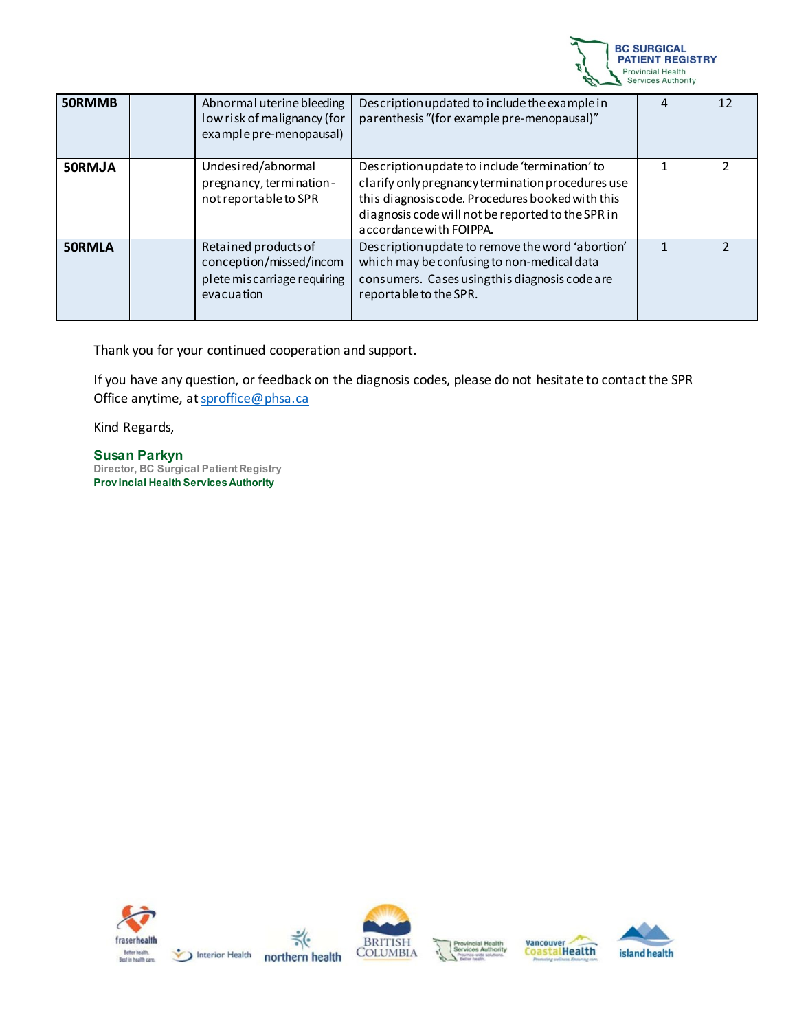| | | | | | |
|---|---|---|---|---|---|
| **50RMMB** | | Abnormal uterine bleeding low risk of malignancy (for example pre-menopausal) | Description updated to include the example in parenthesis "(for example pre-menopausal)" | 4 | 12 |
| **50RMJA** | | Undesired/abnormal pregnancy, termination - not reportable to SPR | Description update to include 'termination' to clarify only pregnancy termination procedures use this diagnosis code. Procedures booked with this diagnosis code will not be reported to the SPR in accordance with FOIPPA. | 1 | 2 |
| **50RMLA** | | Retained products of conception/missed/incomplete miscarriage requiring evacuation | Description update to remove the word 'abortion' which may be confusing to non-medical data consumers. Cases using this diagnosis code are reportable to the SPR. | 1 | 2 |

Thank you for your continued cooperation and support.

If you have any question, or feedback on the diagnosis codes, please do not hesitate to contact the SPR Office anytime, at sproffice@phsa.ca

Kind Regards,

**Susan Parkyn**
Director, BC Surgical Patient Registry
**Provincial Health Services Authority**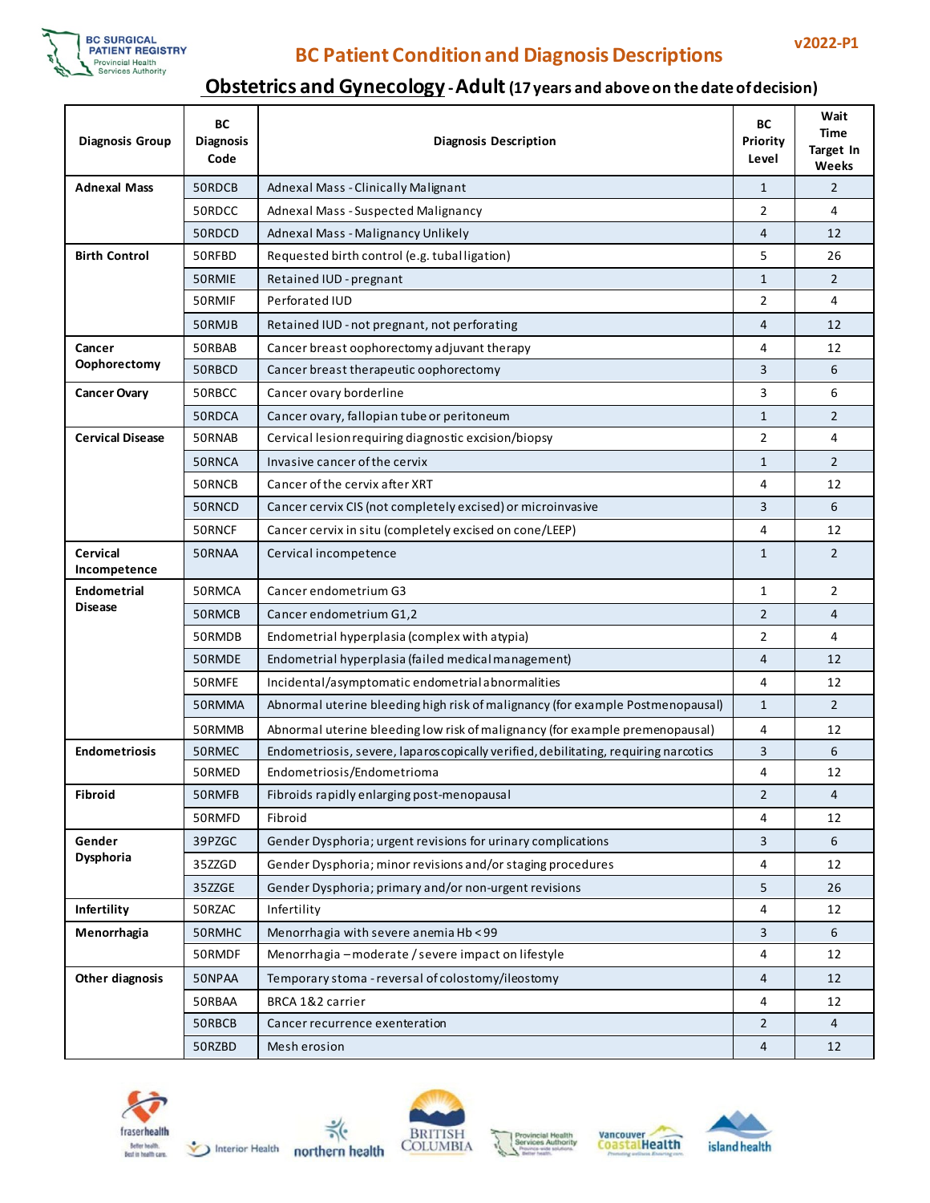# BC Patient Condition and Diagnosis Descriptions

v2022-P1

## Obstetrics and Gynecology - Adult (17 years and above on the date of decision)

| Diagnosis Group | BC Diagnosis Code | Diagnosis Description | BC Priority Level | Wait Time Target In Weeks |
|---|---|---|---|---|
| Adnexal Mass | 50RDCB | Adnexal Mass - Clinically Malignant | 1 | 2 |
| | 50RDCC | Adnexal Mass - Suspected Malignancy | 2 | 4 |
| | 50RDCD | Adnexal Mass - Malignancy Unlikely | 4 | 12 |
| Birth Control | 50RFBD | Requested birth control (e.g. tubal ligation) | 5 | 26 |
| | 50RMIE | Retained IUD - pregnant | 1 | 2 |
| | 50RMIF | Perforated IUD | 2 | 4 |
| | 50RMJB | Retained IUD - not pregnant, not perforating | 4 | 12 |
| Cancer Oophorectomy | 50RBAB | Cancer breast oophorectomy adjuvant therapy | 4 | 12 |
| | 50RBCD | Cancer breast therapeutic oophorectomy | 3 | 6 |
| Cancer Ovary | 50RBCC | Cancer ovary borderline | 3 | 6 |
| | 50RDCA | Cancer ovary, fallopian tube or peritoneum | 1 | 2 |
| Cervical Disease | 50RNAB | Cervical lesion requiring diagnostic excision/biopsy | 2 | 4 |
| | 50RNCA | Invasive cancer of the cervix | 1 | 2 |
| | 50RNCB | Cancer of the cervix after XRT | 4 | 12 |
| | 50RNCD | Cancer cervix CIS (not completely excised) or microinvasive | 3 | 6 |
| | 50RNCF | Cancer cervix in situ (completely excised on cone/LEEP) | 4 | 12 |
| Cervical Incompetence | 50RNAA | Cervical incompetence | 1 | 2 |
| Endometrial Disease | 50RMCA | Cancer endometrium G3 | 1 | 2 |
| | 50RMCB | Cancer endometrium G1,2 | 2 | 4 |
| | 50RMDB | Endometrial hyperplasia (complex with atypia) | 2 | 4 |
| | 50RMDE | Endometrial hyperplasia (failed medical management) | 4 | 12 |
| | 50RMFE | Incidental/asymptomatic endometrial abnormalities | 4 | 12 |
| | 50RMMA | Abnormal uterine bleeding high risk of malignancy (for example Postmenopausal) | 1 | 2 |
| | 50RMMB | Abnormal uterine bleeding low risk of malignancy (for example premenopausal) | 4 | 12 |
| Endometriosis | 50RMEC | Endometriosis, severe, laparoscopically verified, debilitating, requiring narcotics | 3 | 6 |
| | 50RMED | Endometriosis/Endometrioma | 4 | 12 |
| Fibroid | 50RMFB | Fibroids rapidly enlarging post-menopausal | 2 | 4 |
| | 50RMFD | Fibroid | 4 | 12 |
| Gender Dysphoria | 39PZGC | Gender Dysphoria; urgent revisions for urinary complications | 3 | 6 |
| | 35ZZGD | Gender Dysphoria; minor revisions and/or staging procedures | 4 | 12 |
| | 35ZZGE | Gender Dysphoria; primary and/or non-urgent revisions | 5 | 26 |
| Infertility | 50RZAC | Infertility | 4 | 12 |
| Menorrhagia | 50RMHC | Menorrhagia with severe anemia Hb < 99 | 3 | 6 |
| | 50RMDF | Menorrhagia – moderate / severe impact on lifestyle | 4 | 12 |
| Other diagnosis | 50NPAA | Temporary stoma - reversal of colostomy/ileostomy | 4 | 12 |
| | 50RBAA | BRCA 1&2 carrier | 4 | 12 |
| | 50RBCB | Cancer recurrence exenteration | 2 | 4 |
| | 50RZBD | Mesh erosion | 4 | 12 |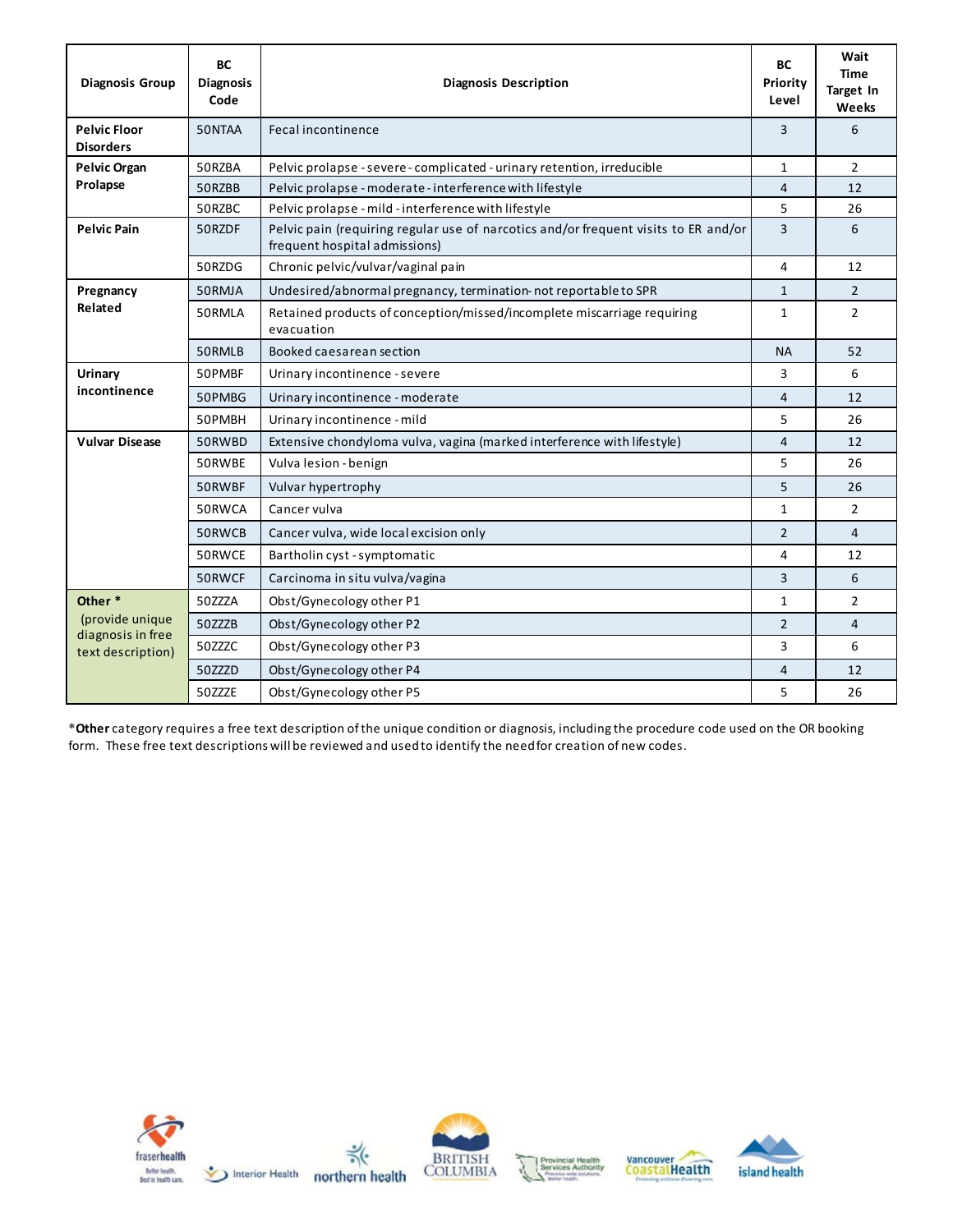| Diagnosis Group | BC Diagnosis Code | Diagnosis Description | BC Priority Level | Wait Time Target In Weeks |
|---|---|---|---|---|
| **Pelvic Floor Disorders** | 50NTAA | Fecal incontinence | 3 | 6 |
| **Pelvic Organ Prolapse** | 50RZBA | Pelvic prolapse - severe - complicated - urinary retention, irreducible | 1 | 2 |
| | 50RZBB | Pelvic prolapse - moderate - interference with lifestyle | 4 | 12 |
| | 50RZBC | Pelvic prolapse - mild - interference with lifestyle | 5 | 26 |
| **Pelvic Pain** | 50RZDF | Pelvic pain (requiring regular use of narcotics and/or frequent visits to ER and/or frequent hospital admissions) | 3 | 6 |
| | 50RZDG | Chronic pelvic/vulvar/vaginal pain | 4 | 12 |
| **Pregnancy Related** | 50RMJA | Undesired/abnormal pregnancy, termination- not reportable to SPR | 1 | 2 |
| | 50RMLA | Retained products of conception/missed/incomplete miscarriage requiring evacuation | 1 | 2 |
| | 50RMLB | Booked caesarean section | NA | 52 |
| **Urinary incontinence** | 50PMBF | Urinary incontinence - severe | 3 | 6 |
| | 50PMBG | Urinary incontinence - moderate | 4 | 12 |
| | 50PMBH | Urinary incontinence - mild | 5 | 26 |
| **Vulvar Disease** | 50RWBD | Extensive chondyloma vulva, vagina (marked interference with lifestyle) | 4 | 12 |
| | 50RWBE | Vulva lesion - benign | 5 | 26 |
| | 50RWBF | Vulvar hypertrophy | 5 | 26 |
| | 50RWCA | Cancer vulva | 1 | 2 |
| | 50RWCB | Cancer vulva, wide local excision only | 2 | 4 |
| | 50RWCE | Bartholin cyst - symptomatic | 4 | 12 |
| | 50RWCF | Carcinoma in situ vulva/vagina | 3 | 6 |
| **Other \*** (provide unique diagnosis in free text description) | 50ZZZA | Obst/Gynecology other P1 | 1 | 2 |
| | 50ZZZB | Obst/Gynecology other P2 | 2 | 4 |
| | 50ZZZC | Obst/Gynecology other P3 | 3 | 6 |
| | 50ZZZD | Obst/Gynecology other P4 | 4 | 12 |
| | 50ZZZE | Obst/Gynecology other P5 | 5 | 26 |

\***Other** category requires a free text description of the unique condition or diagnosis, including the procedure code used on the OR booking form. These free text descriptions will be reviewed and used to identify the need for creation of new codes.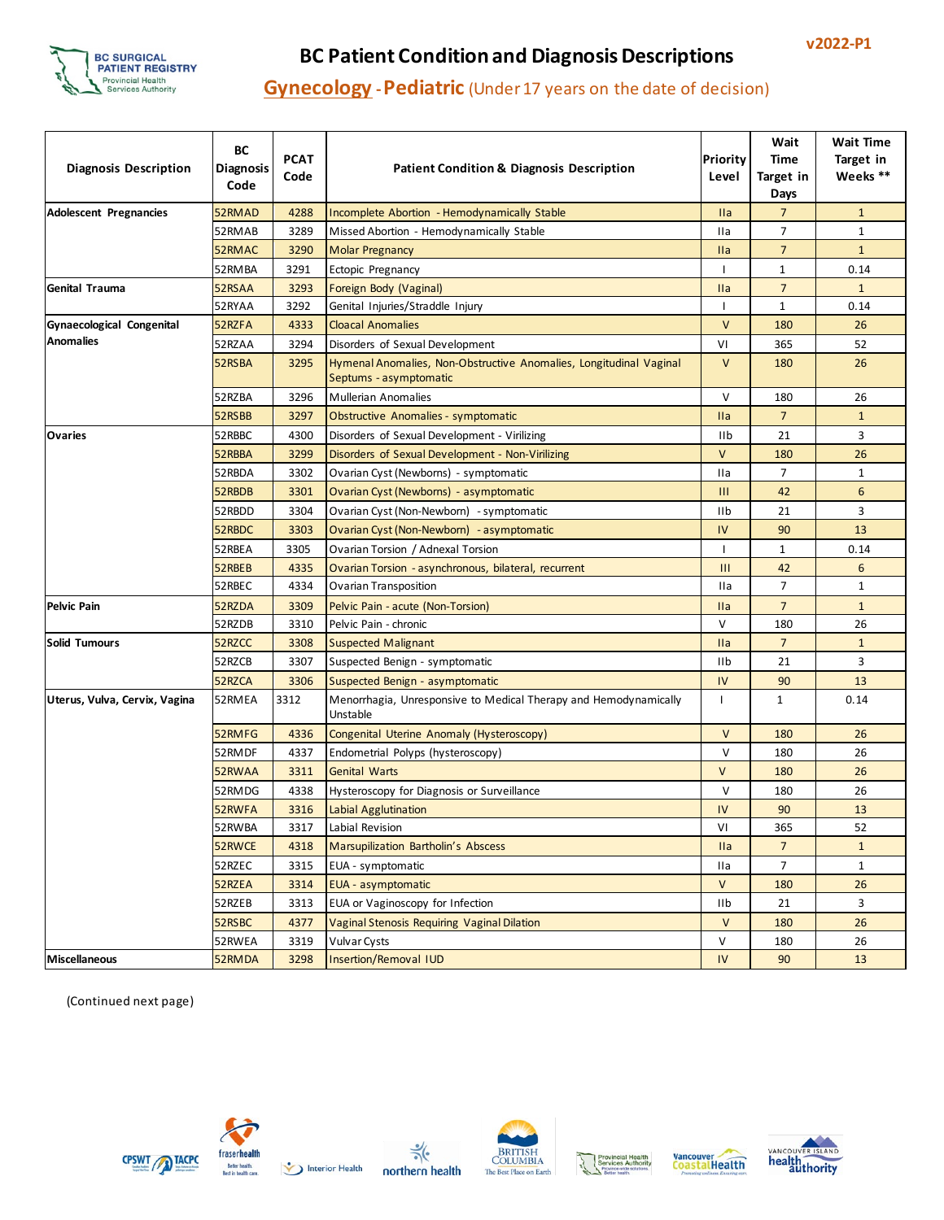v2022-P1

# BC Patient Condition and Diagnosis Descriptions

## Gynecology - Pediatric (Under 17 years on the date of decision)

| Diagnosis Description | BC Diagnosis Code | PCAT Code | Patient Condition & Diagnosis Description | Priority Level | Wait Time Target in Days | Wait Time Target in Weeks ** |
|---|---|---|---|---|---|---|
| Adolescent Pregnancies | 52RMAD | 4288 | Incomplete Abortion - Hemodynamically Stable | IIa | 7 | 1 |
| | 52RMAB | 3289 | Missed Abortion - Hemodynamically Stable | IIa | 7 | 1 |
| | 52RMAC | 3290 | Molar Pregnancy | IIa | 7 | 1 |
| | 52RMBA | 3291 | Ectopic Pregnancy | I | 1 | 0.14 |
| Genital Trauma | 52RSAA | 3293 | Foreign Body (Vaginal) | IIa | 7 | 1 |
| | 52RYAA | 3292 | Genital Injuries/Straddle Injury | I | 1 | 0.14 |
| Gynaecological Congenital Anomalies | 52RZFA | 4333 | Cloacal Anomalies | V | 180 | 26 |
| | 52RZAA | 3294 | Disorders of Sexual Development | VI | 365 | 52 |
| | 52RSBA | 3295 | Hymenal Anomalies, Non-Obstructive Anomalies, Longitudinal Vaginal Septums - asymptomatic | V | 180 | 26 |
| | 52RZBA | 3296 | Mullerian Anomalies | V | 180 | 26 |
| | 52RSBB | 3297 | Obstructive Anomalies - symptomatic | IIa | 7 | 1 |
| Ovaries | 52RBBC | 4300 | Disorders of Sexual Development - Virilizing | IIb | 21 | 3 |
| | 52RBBA | 3299 | Disorders of Sexual Development - Non-Virilizing | V | 180 | 26 |
| | 52RBDA | 3302 | Ovarian Cyst (Newborns) - symptomatic | IIa | 7 | 1 |
| | 52RBDB | 3301 | Ovarian Cyst (Newborns) - asymptomatic | III | 42 | 6 |
| | 52RBDD | 3304 | Ovarian Cyst (Non-Newborn) - symptomatic | IIb | 21 | 3 |
| | 52RBDC | 3303 | Ovarian Cyst (Non-Newborn) - asymptomatic | IV | 90 | 13 |
| | 52RBEA | 3305 | Ovarian Torsion / Adnexal Torsion | I | 1 | 0.14 |
| | 52RBEB | 4335 | Ovarian Torsion - asynchronous, bilateral, recurrent | III | 42 | 6 |
| | 52RBEC | 4334 | Ovarian Transposition | IIa | 7 | 1 |
| Pelvic Pain | 52RZDA | 3309 | Pelvic Pain - acute (Non-Torsion) | IIa | 7 | 1 |
| | 52RZDB | 3310 | Pelvic Pain - chronic | V | 180 | 26 |
| Solid Tumours | 52RZCC | 3308 | Suspected Malignant | IIa | 7 | 1 |
| | 52RZCB | 3307 | Suspected Benign - symptomatic | IIb | 21 | 3 |
| | 52RZCA | 3306 | Suspected Benign - asymptomatic | IV | 90 | 13 |
| Uterus, Vulva, Cervix, Vagina | 52RMEA | 3312 | Menorrhagia, Unresponsive to Medical Therapy and Hemodynamically Unstable | I | 1 | 0.14 |
| | 52RMFG | 4336 | Congenital Uterine Anomaly (Hysteroscopy) | V | 180 | 26 |
| | 52RMDF | 4337 | Endometrial Polyps (hysteroscopy) | V | 180 | 26 |
| | 52RWAA | 3311 | Genital Warts | V | 180 | 26 |
| | 52RMDG | 4338 | Hysteroscopy for Diagnosis or Surveillance | V | 180 | 26 |
| | 52RWFA | 3316 | Labial Agglutination | IV | 90 | 13 |
| | 52RWBA | 3317 | Labial Revision | VI | 365 | 52 |
| | 52RWCE | 4318 | Marsupilization Bartholin's Abscess | IIa | 7 | 1 |
| | 52RZEC | 3315 | EUA - symptomatic | IIa | 7 | 1 |
| | 52RZEA | 3314 | EUA - asymptomatic | V | 180 | 26 |
| | 52RZEB | 3313 | EUA or Vaginoscopy for Infection | IIb | 21 | 3 |
| | 52RSBC | 4377 | Vaginal Stenosis Requiring Vaginal Dilation | V | 180 | 26 |
| | 52RWEA | 3319 | Vulvar Cysts | V | 180 | 26 |
| Miscellaneous | 52RMDA | 3298 | Insertion/Removal IUD | IV | 90 | 13 |

(Continued next page)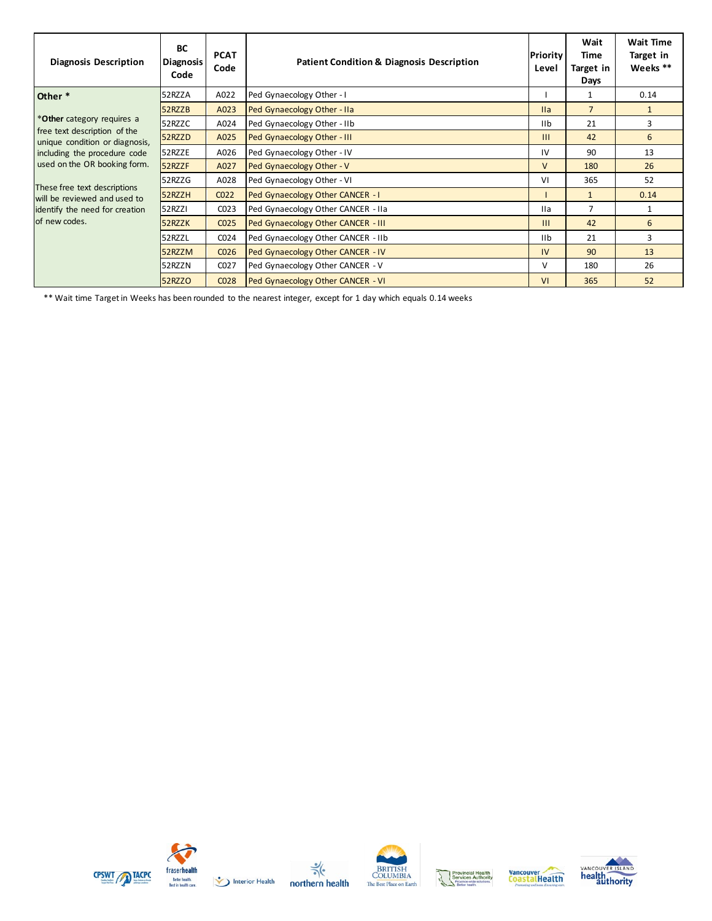| Diagnosis Description | BC Diagnosis Code | PCAT Code | Patient Condition & Diagnosis Description | Priority Level | Wait Time Target in Days | Wait Time Target in Weeks ** |
|---|---|---|---|---|---|---|
| **Other** * <br><br> ***Other** category requires a free text description of the unique condition or diagnosis, including the procedure code used on the OR booking form. <br><br> These free text descriptions will be reviewed and used to identify the need for creation of new codes. | 52RZZA | A022 | Ped Gynaecology Other - I | I | 1 | 0.14 |
| | 52RZZB | A023 | Ped Gynaecology Other - IIa | IIa | 7 | 1 |
| | 52RZZC | A024 | Ped Gynaecology Other - IIb | IIb | 21 | 3 |
| | 52RZZD | A025 | Ped Gynaecology Other - III | III | 42 | 6 |
| | 52RZZE | A026 | Ped Gynaecology Other - IV | IV | 90 | 13 |
| | 52RZZF | A027 | Ped Gynaecology Other - V | V | 180 | 26 |
| | 52RZZG | A028 | Ped Gynaecology Other - VI | VI | 365 | 52 |
| | 52RZZH | C022 | Ped Gynaecology Other CANCER - I | I | 1 | 0.14 |
| | 52RZZI | C023 | Ped Gynaecology Other CANCER - IIa | IIa | 7 | 1 |
| | 52RZZK | C025 | Ped Gynaecology Other CANCER - III | III | 42 | 6 |
| | 52RZZL | C024 | Ped Gynaecology Other CANCER - IIb | IIb | 21 | 3 |
| | 52RZZM | C026 | Ped Gynaecology Other CANCER - IV | IV | 90 | 13 |
| | 52RZZN | C027 | Ped Gynaecology Other CANCER - V | V | 180 | 26 |
| | 52RZZO | C028 | Ped Gynaecology Other CANCER - VI | VI | 365 | 52 |

** Wait time Target in Weeks has been rounded to the nearest integer, except for 1 day which equals 0.14 weeks